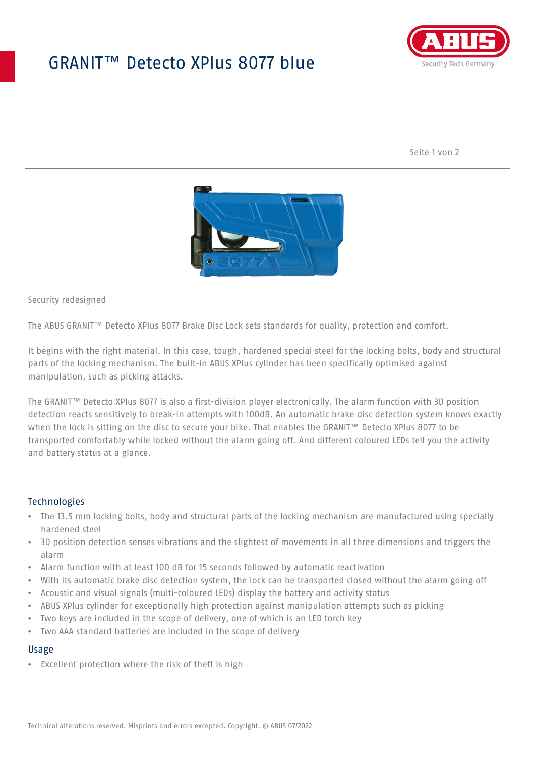# GRANIT™ Detecto XPlus 8077 blue

Security redesigned

The ABUS GRANIT™ Detecto XPlus 8077 Brake Disc Lock sets standards for quality, protection and comfort.

It begins with the right material. In this case, tough, hardened special steel for the locking bolts, body and structural parts of the locking mechanism. The built-in ABUS XPlus cylinder has been specifically optimised against manipulation, such as picking attacks.

The GRANIT™ Detecto XPlus 8077 is also a first-division player electronically. The alarm function with 3D position detection reacts sensitively to break-in attempts with 100dB. An automatic brake disc detection system knows exactly when the lock is sitting on the disc to secure your bike. That enables the GRANIT™ Detecto XPlus 8077 to be transported comfortably while locked without the alarm going off. And different coloured LEDs tell you the activity and battery status at a glance.

## Technologies

- The 13.5 mm locking bolts, body and structural parts of the locking mechanism are manufactured using specially hardened steel
- 3D position detection senses vibrations and the slightest of movements in all three dimensions and triggers the alarm
- Alarm function with at least 100 dB for 15 seconds followed by automatic reactivation
- With its automatic brake disc detection system, the lock can be transported closed without the alarm going off
- Acoustic and visual signals (multi-coloured LEDs) display the battery and activity status
- ABUS XPlus cylinder for exceptionally high protection against manipulation attempts such as picking
- Two keys are included in the scope of delivery, one of which is an LED torch key
- Two AAA standard batteries are included in the scope of delivery

## Usage

- Excellent protection where the risk of theft is high

Technical alterations reserved. Misprints and errors excepted. Copyright. © ABUS 07/2022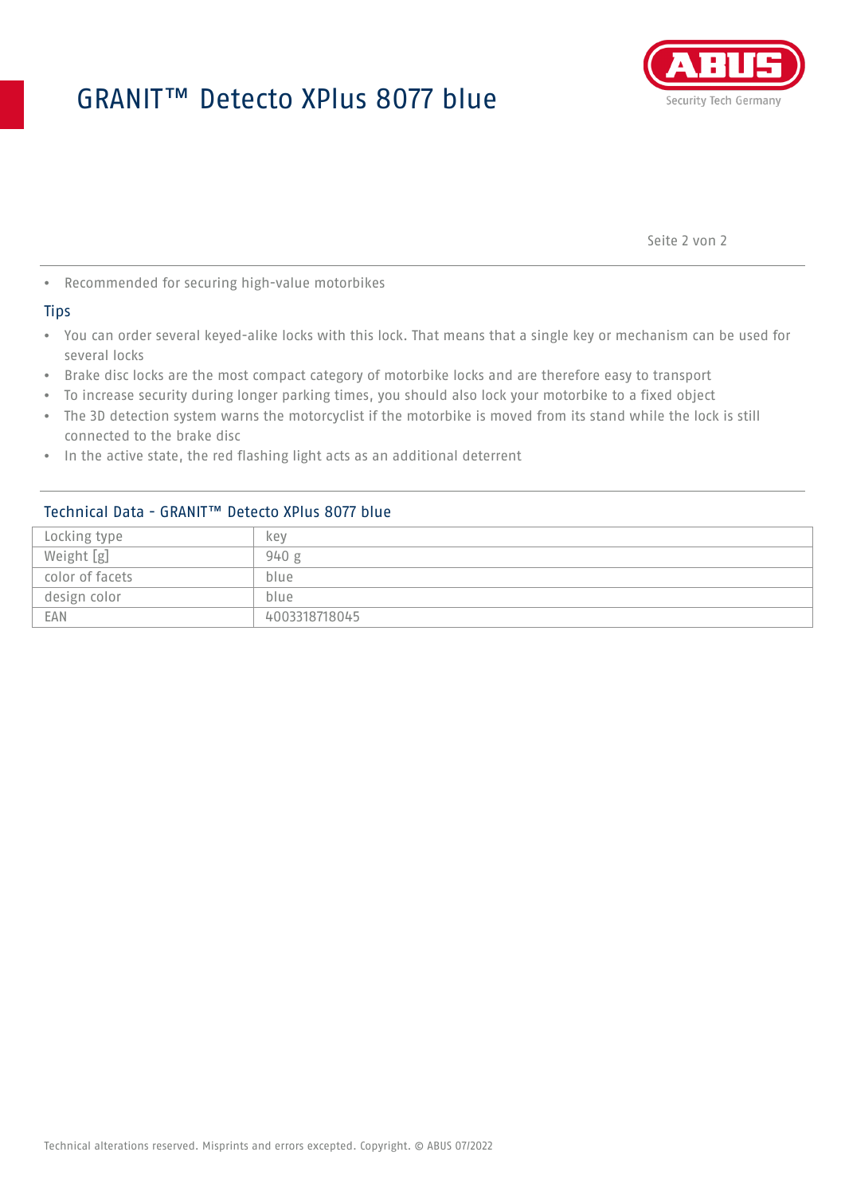- Recommended for securing high-value motorbikes

## Tips

- You can order several keyed-alike locks with this lock. That means that a single key or mechanism can be used for several locks
- Brake disc locks are the most compact category of motorbike locks and are therefore easy to transport
- To increase security during longer parking times, you should also lock your motorbike to a fixed object
- The 3D detection system warns the motorcyclist if the motorbike is moved from its stand while the lock is still connected to the brake disc
- In the active state, the red flashing light acts as an additional deterrent

## Technical Data - GRANIT™ Detecto XPlus 8077 blue

| | |
|---|---|
| Locking type | key |
| Weight [g] | 940 g |
| color of facets | blue |
| design color | blue |
| EAN | 4003318718045 |

Technical alterations reserved. Misprints and errors excepted. Copyright. © ABUS 07/2022